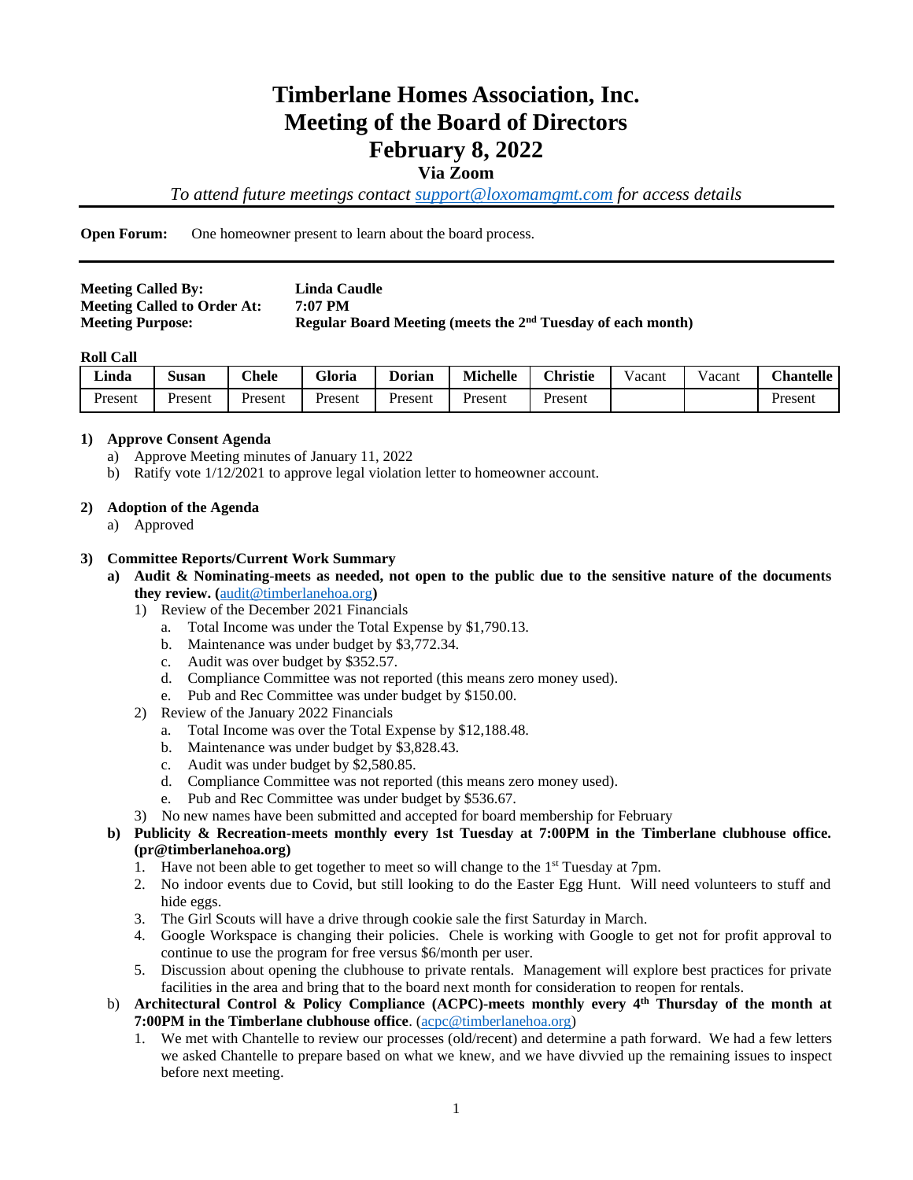# Timberlane Homes Association, Inc.
# Meeting of the Board of Directors
# February 8, 2022

### Via Zoom

*To attend future meetings contact [support@loxomamgmt.com](mailto:support@loxomamgmt.com) for access details*

---

**Open Forum:** One homeowner present to learn about the board process.

---

| | |
|---|---|
| **Meeting Called By:** | **Linda Caudle** |
| **Meeting Called to Order At:** | **7:07 PM** |
| **Meeting Purpose:** | **Regular Board Meeting (meets the 2nd Tuesday of each month)** |

**Roll Call**

| Linda | Susan | Chele | Gloria | Dorian | Michelle | Christie | Vacant | Vacant | Chantelle |
|---|---|---|---|---|---|---|---|---|---|
| Present | Present | Present | Present | Present | Present | Present | | | Present |

**1) Approve Consent Agenda**

a) Approve Meeting minutes of January 11, 2022

b) Ratify vote 1/12/2021 to approve legal violation letter to homeowner account.

**2) Adoption of the Agenda**

a) Approved

**3) Committee Reports/Current Work Summary**

**a) Audit & Nominating-meets as needed, not open to the public due to the sensitive nature of the documents they review. ([audit@timberlanehoa.org](mailto:audit@timberlanehoa.org))**

1) Review of the December 2021 Financials
   - a. Total Income was under the Total Expense by $1,790.13.
   - b. Maintenance was under budget by $3,772.34.
   - c. Audit was over budget by $352.57.
   - d. Compliance Committee was not reported (this means zero money used).
   - e. Pub and Rec Committee was under budget by $150.00.

2) Review of the January 2022 Financials
   - a. Total Income was over the Total Expense by $12,188.48.
   - b. Maintenance was under budget by $3,828.43.
   - c. Audit was under budget by $2,580.85.
   - d. Compliance Committee was not reported (this means zero money used).
   - e. Pub and Rec Committee was under budget by $536.67.

3) No new names have been submitted and accepted for board membership for February

**b) Publicity & Recreation-meets monthly every 1st Tuesday at 7:00PM in the Timberlane clubhouse office. (pr@timberlanehoa.org)**

1. Have not been able to get together to meet so will change to the 1st Tuesday at 7pm.
2. No indoor events due to Covid, but still looking to do the Easter Egg Hunt. Will need volunteers to stuff and hide eggs.
3. The Girl Scouts will have a drive through cookie sale the first Saturday in March.
4. Google Workspace is changing their policies. Chele is working with Google to get not for profit approval to continue to use the program for free versus $6/month per user.
5. Discussion about opening the clubhouse to private rentals. Management will explore best practices for private facilities in the area and bring that to the board next month for consideration to reopen for rentals.

b) **Architectural Control & Policy Compliance (ACPC)-meets monthly every 4th Thursday of the month at 7:00PM in the Timberlane clubhouse office**. ([acpc@timberlanehoa.org](mailto:acpc@timberlanehoa.org))

1. We met with Chantelle to review our processes (old/recent) and determine a path forward. We had a few letters we asked Chantelle to prepare based on what we knew, and we have divvied up the remaining issues to inspect before next meeting.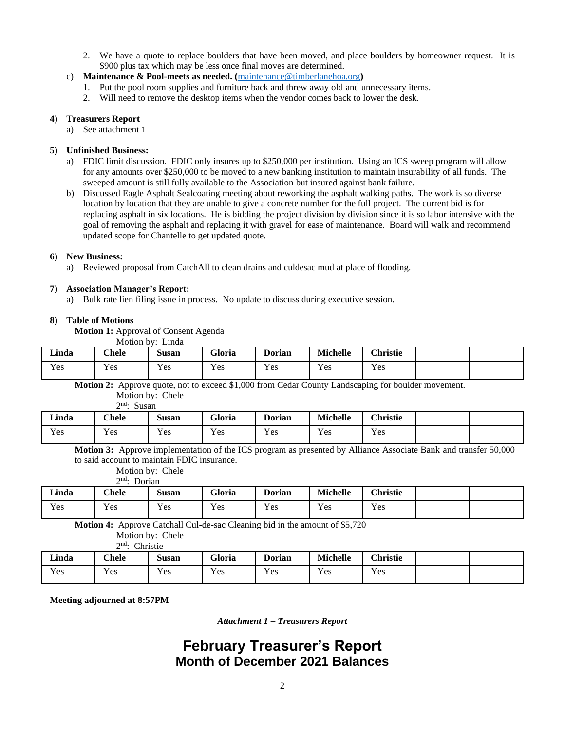2. We have a quote to replace boulders that have been moved, and place boulders by homeowner request. It is $900 plus tax which may be less once final moves are determined.

c) **Maintenance & Pool-meets as needed. (**maintenance@timberlanehoa.org**)**
   1. Put the pool room supplies and furniture back and threw away old and unnecessary items.
   2. Will need to remove the desktop items when the vendor comes back to lower the desk.

**4) Treasurers Report**

a) See attachment 1

**5) Unfinished Business:**

a) FDIC limit discussion. FDIC only insures up to $250,000 per institution. Using an ICS sweep program will allow for any amounts over $250,000 to be moved to a new banking institution to maintain insurability of all funds. The sweeped amount is still fully available to the Association but insured against bank failure.

b) Discussed Eagle Asphalt Sealcoating meeting about reworking the asphalt walking paths. The work is so diverse location by location that they are unable to give a concrete number for the full project. The current bid is for replacing asphalt in six locations. He is bidding the project division by division since it is so labor intensive with the goal of removing the asphalt and replacing it with gravel for ease of maintenance. Board will walk and recommend updated scope for Chantelle to get updated quote.

**6) New Business:**

a) Reviewed proposal from CatchAll to clean drains and culdesac mud at place of flooding.

**7) Association Manager's Report:**

a) Bulk rate lien filing issue in process. No update to discuss during executive session.

**8) Table of Motions**

**Motion 1:** Approval of Consent Agenda
Motion by: Linda

| Linda | Chele | Susan | Gloria | Dorian | Michelle | Christie | | |
|---|---|---|---|---|---|---|---|---|
| Yes | Yes | Yes | Yes | Yes | Yes | Yes | | |

**Motion 2:** Approve quote, not to exceed $1,000 from Cedar County Landscaping for boulder movement.
Motion by: Chele
2nd: Susan

| Linda | Chele | Susan | Gloria | Dorian | Michelle | Christie | | |
|---|---|---|---|---|---|---|---|---|
| Yes | Yes | Yes | Yes | Yes | Yes | Yes | | |

**Motion 3:** Approve implementation of the ICS program as presented by Alliance Associate Bank and transfer 50,000 to said account to maintain FDIC insurance.
Motion by: Chele
2nd: Dorian

| Linda | Chele | Susan | Gloria | Dorian | Michelle | Christie | | |
|---|---|---|---|---|---|---|---|---|
| Yes | Yes | Yes | Yes | Yes | Yes | Yes | | |

**Motion 4:** Approve Catchall Cul-de-sac Cleaning bid in the amount of $5,720
Motion by: Chele
2nd: Christie

| Linda | Chele | Susan | Gloria | Dorian | Michelle | Christie | | |
|---|---|---|---|---|---|---|---|---|
| Yes | Yes | Yes | Yes | Yes | Yes | Yes | | |

**Meeting adjourned at 8:57PM**

***Attachment 1 – Treasurers Report***

# February Treasurer's Report
## Month of December 2021 Balances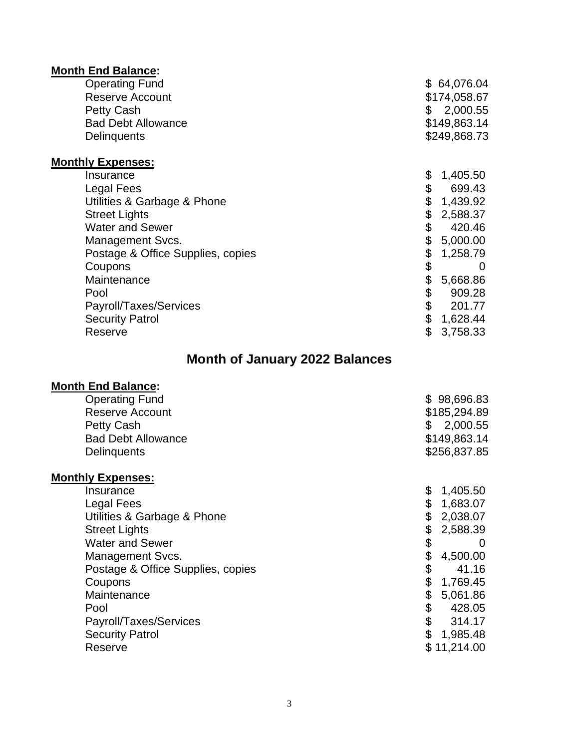**Month End Balance:**

| | |
|---|---|
| Operating Fund | $ 64,076.04 |
| Reserve Account | $174,058.67 |
| Petty Cash | $ 2,000.55 |
| Bad Debt Allowance | $149,863.14 |
| Delinquents | $249,868.73 |

**Monthly Expenses:**

| | |
|---|---|
| Insurance | $ 1,405.50 |
| Legal Fees | $ 699.43 |
| Utilities & Garbage & Phone | $ 1,439.92 |
| Street Lights | $ 2,588.37 |
| Water and Sewer | $ 420.46 |
| Management Svcs. | $ 5,000.00 |
| Postage & Office Supplies, copies | $ 1,258.79 |
| Coupons | $ 0 |
| Maintenance | $ 5,668.86 |
| Pool | $ 909.28 |
| Payroll/Taxes/Services | $ 201.77 |
| Security Patrol | $ 1,628.44 |
| Reserve | $ 3,758.33 |

## Month of January 2022 Balances

**Month End Balance:**

| | |
|---|---|
| Operating Fund | $ 98,696.83 |
| Reserve Account | $185,294.89 |
| Petty Cash | $ 2,000.55 |
| Bad Debt Allowance | $149,863.14 |
| Delinquents | $256,837.85 |

**Monthly Expenses:**

| | |
|---|---|
| Insurance | $ 1,405.50 |
| Legal Fees | $ 1,683.07 |
| Utilities & Garbage & Phone | $ 2,038.07 |
| Street Lights | $ 2,588.39 |
| Water and Sewer | $ 0 |
| Management Svcs. | $ 4,500.00 |
| Postage & Office Supplies, copies | $ 41.16 |
| Coupons | $ 1,769.45 |
| Maintenance | $ 5,061.86 |
| Pool | $ 428.05 |
| Payroll/Taxes/Services | $ 314.17 |
| Security Patrol | $ 1,985.48 |
| Reserve | $ 11,214.00 |